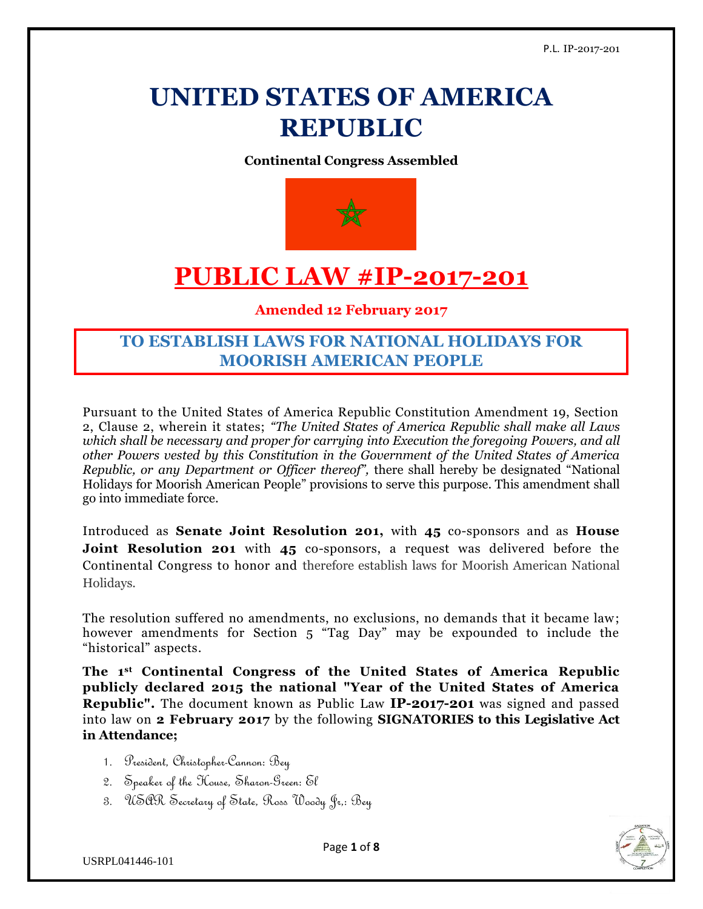# UNITED STATES OF AMERICA REPUBLIC

**Continental Congress Assembled**

# PUBLIC LAW #IP-2017-201

**Amended 12 February 2017**

## TO ESTABLISH LAWS FOR NATIONAL HOLIDAYS FOR MOORISH AMERICAN PEOPLE

Pursuant to the United States of America Republic Constitution Amendment 19, Section 2, Clause 2, wherein it states; *"The United States of America Republic shall make all Laws which shall be necessary and proper for carrying into Execution the foregoing Powers, and all other Powers vested by this Constitution in the Government of the United States of America Republic, or any Department or Officer thereof",* there shall hereby be designated "National Holidays for Moorish American People" provisions to serve this purpose. This amendment shall go into immediate force.

Introduced as **Senate Joint Resolution 201,** with **45** co-sponsors and as **House Joint Resolution 201** with **45** co-sponsors, a request was delivered before the Continental Congress to honor and therefore establish laws for Moorish American National Holidays.

The resolution suffered no amendments, no exclusions, no demands that it became law; however amendments for Section 5 "Tag Day" may be expounded to include the "historical" aspects.

**The 1st Continental Congress of the United States of America Republic publicly declared 2015 the national "Year of the United States of America Republic".** The document known as Public Law **IP-2017-201** was signed and passed into law on **2 February 2017** by the following **SIGNATORIES to this Legislative Act in Attendance;**

1. President, Christopher-Cannon: Bey
2. Speaker of the House, Sharon-Green: El
3. USAR Secretary of State, Ross Woody Jr,: Bey

USRPL041446-101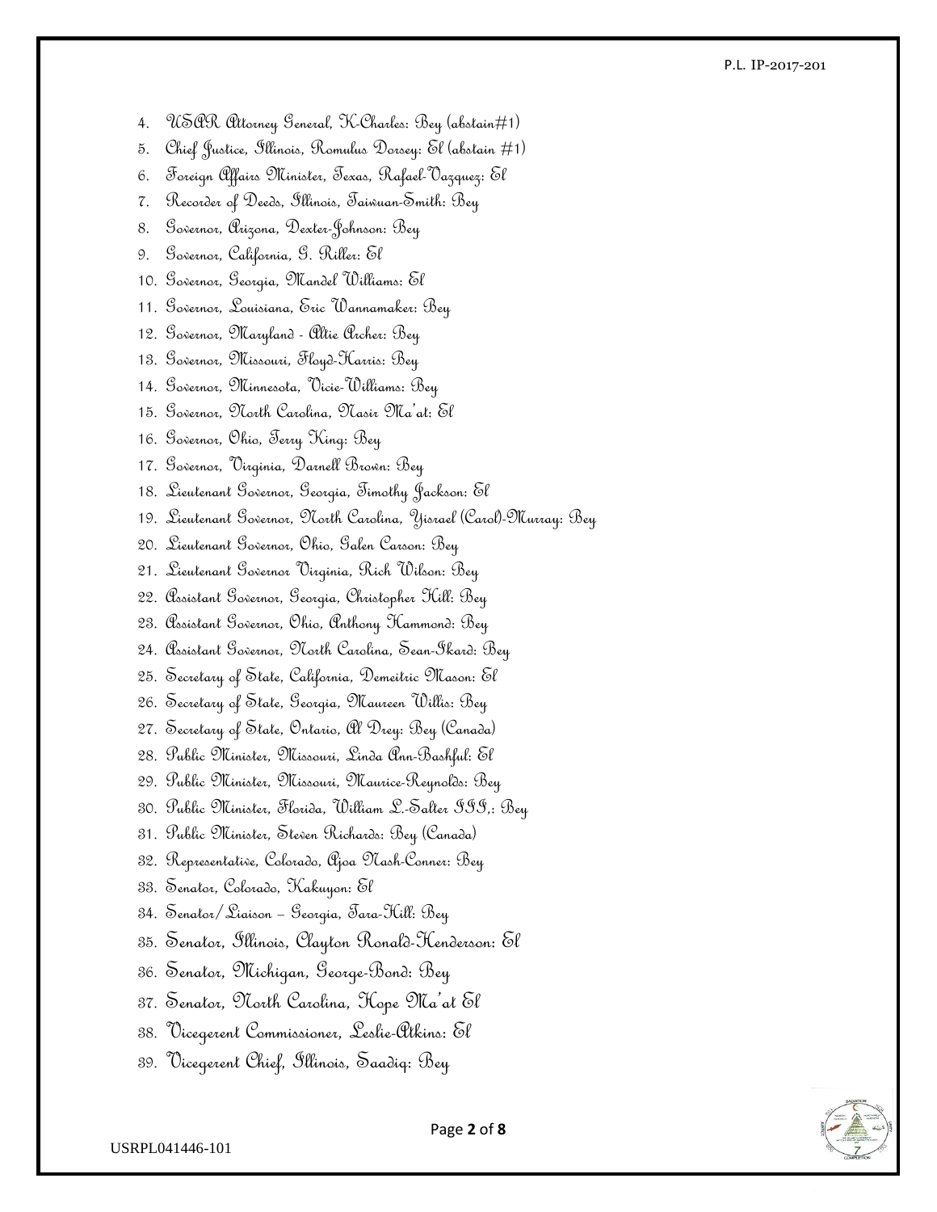4. USAR Attorney General, K-Charles: Bey (abstain#1)
5. Chief Justice, Illinois, Romulus Dorsey: El (abstain #1)
6. Foreign Affairs Minister, Texas, Rafael-Vazquez: El
7. Recorder of Deeds, Illinois, Taiwuan-Smith: Bey
8. Governor, Arizona, Dexter-Johnson: Bey
9. Governor, California, G. Riller: El
10. Governor, Georgia, Mandel Williams: El
11. Governor, Louisiana, Eric Wannamaker: Bey
12. Governor, Maryland - Altie Archer: Bey
13. Governor, Missouri, Floyd-Harris: Bey
14. Governor, Minnesota, Vicie-Williams: Bey
15. Governor, North Carolina, Nasir Ma'at: El
16. Governor, Ohio, Terry King: Bey
17. Governor, Virginia, Darnell Brown: Bey
18. Lieutenant Governor, Georgia, Timothy Jackson: El
19. Lieutenant Governor, North Carolina, Yisrael (Carol)-Murray: Bey
20. Lieutenant Governor, Ohio, Galen Carson: Bey
21. Lieutenant Governor Virginia, Rich Wilson: Bey
22. Assistant Governor, Georgia, Christopher Hill: Bey
23. Assistant Governor, Ohio, Anthony Hammond: Bey
24. Assistant Governor, North Carolina, Sean-Ikard: Bey
25. Secretary of State, California, Demeitric Mason: El
26. Secretary of State, Georgia, Maureen Willis: Bey
27. Secretary of State, Ontario, Al Drey: Bey (Canada)
28. Public Minister, Missouri, Linda Ann-Bashful: El
29. Public Minister, Missouri, Maurice-Reynolds: Bey
30. Public Minister, Florida, William L.-Salter III,: Bey
31. Public Minister, Steven Richards: Bey (Canada)
32. Representative, Colorado, Ajoa Nash-Conner: Bey
33. Senator, Colorado, Kakuyon: El
34. Senator/Liaison – Georgia, Tara-Hill: Bey
35. Senator, Illinois, Clayton Ronald-Henderson: El
36. Senator, Michigan, George-Bond: Bey
37. Senator, North Carolina, Hope Ma'at El
38. Vicegerent Commissioner, Leslie-Atkins: El
39. Vicegerent Chief, Illinois, Saadiq: Bey

USRPL041446-101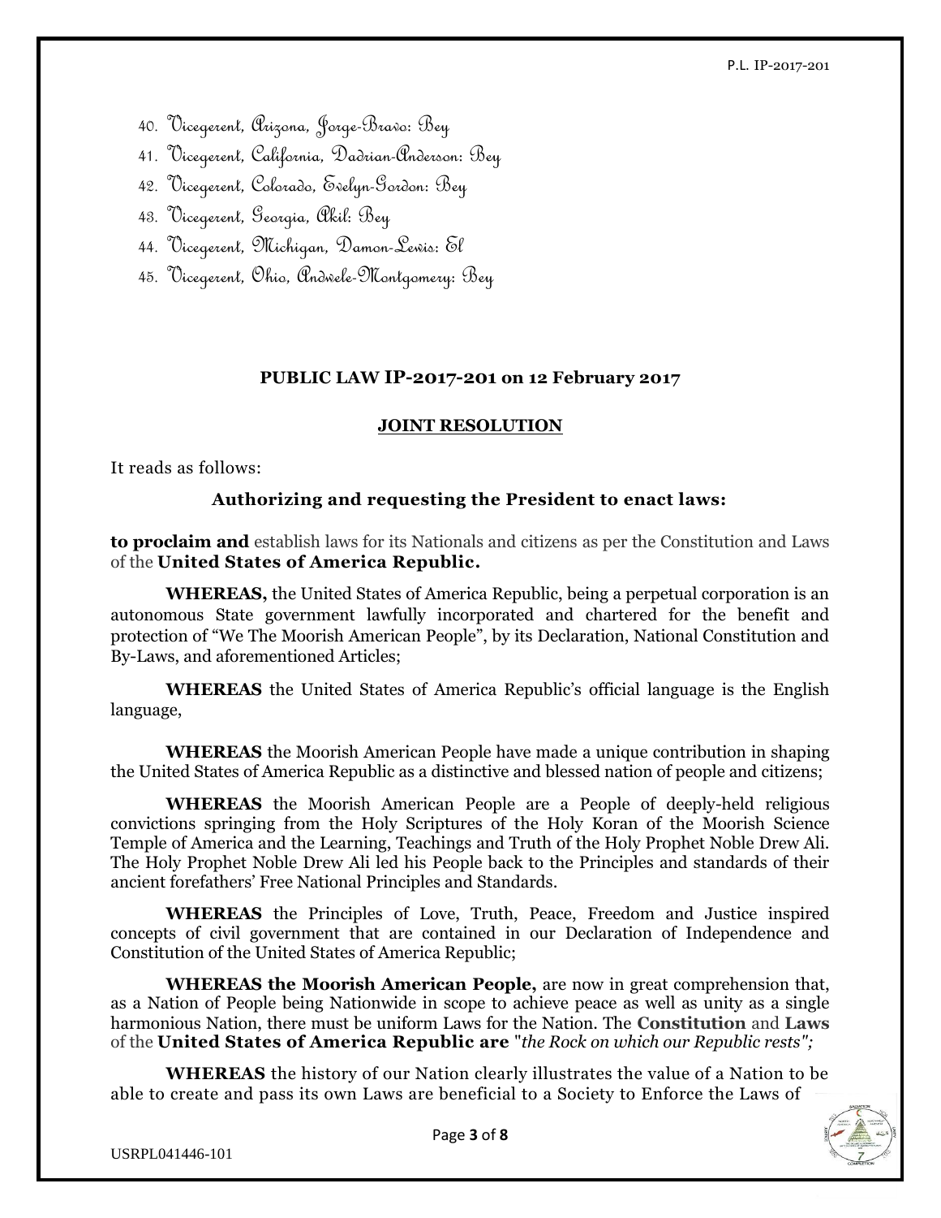40. Vicegerent, Arizona, Jorge-Bravo: Bey
41. Vicegerent, California, Dadrian-Anderson: Bey
42. Vicegerent, Colorado, Evelyn-Gordon: Bey
43. Vicegerent, Georgia, Akil: Bey
44. Vicegerent, Michigan, Damon-Lewis: El
45. Vicegerent, Ohio, Andwele-Montgomery: Bey

**PUBLIC LAW IP-2017-201 on 12 February 2017**

**JOINT RESOLUTION**

It reads as follows:

**Authorizing and requesting the President to enact laws:**

**to proclaim and** establish laws for its Nationals and citizens as per the Constitution and Laws of the **United States of America Republic.**

**WHEREAS,** the United States of America Republic, being a perpetual corporation is an autonomous State government lawfully incorporated and chartered for the benefit and protection of "We The Moorish American People", by its Declaration, National Constitution and By-Laws, and aforementioned Articles;

**WHEREAS** the United States of America Republic's official language is the English language,

**WHEREAS** the Moorish American People have made a unique contribution in shaping the United States of America Republic as a distinctive and blessed nation of people and citizens;

**WHEREAS** the Moorish American People are a People of deeply-held religious convictions springing from the Holy Scriptures of the Holy Koran of the Moorish Science Temple of America and the Learning, Teachings and Truth of the Holy Prophet Noble Drew Ali. The Holy Prophet Noble Drew Ali led his People back to the Principles and standards of their ancient forefathers' Free National Principles and Standards.

**WHEREAS** the Principles of Love, Truth, Peace, Freedom and Justice inspired concepts of civil government that are contained in our Declaration of Independence and Constitution of the United States of America Republic;

**WHEREAS the Moorish American People,** are now in great comprehension that, as a Nation of People being Nationwide in scope to achieve peace as well as unity as a single harmonious Nation, there must be uniform Laws for the Nation. The **Constitution** and **Laws** of the **United States of America Republic are** "*the Rock on which our Republic rests";*

**WHEREAS** the history of our Nation clearly illustrates the value of a Nation to be able to create and pass its own Laws are beneficial to a Society to Enforce the Laws of

USRPL041446-101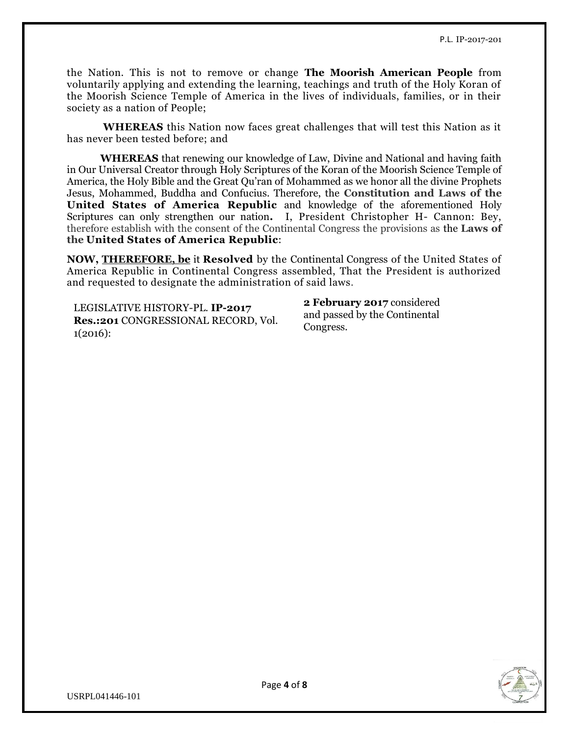the Nation. This is not to remove or change **The Moorish American People** from voluntarily applying and extending the learning, teachings and truth of the Holy Koran of the Moorish Science Temple of America in the lives of individuals, families, or in their society as a nation of People;

**WHEREAS** this Nation now faces great challenges that will test this Nation as it has never been tested before; and

**WHEREAS** that renewing our knowledge of Law, Divine and National and having faith in Our Universal Creator through Holy Scriptures of the Koran of the Moorish Science Temple of America, the Holy Bible and the Great Qu'ran of Mohammed as we honor all the divine Prophets Jesus, Mohammed, Buddha and Confucius. Therefore, the **Constitution and Laws of the United States of America Republic** and knowledge of the aforementioned Holy Scriptures can only strengthen our nation**.** I, President Christopher H- Cannon: Bey, therefore establish with the consent of the Continental Congress the provisions as the **Laws of the United States of America Republic**:

**NOW, THEREFORE, be** it **Resolved** by the Continental Congress of the United States of America Republic in Continental Congress assembled, That the President is authorized and requested to designate the administration of said laws.

LEGISLATIVE HISTORY-PL. **IP-2017 Res.:201** CONGRESSIONAL RECORD, Vol. 1(2016):

**2 February 2017** considered and passed by the Continental Congress.

USRPL041446-101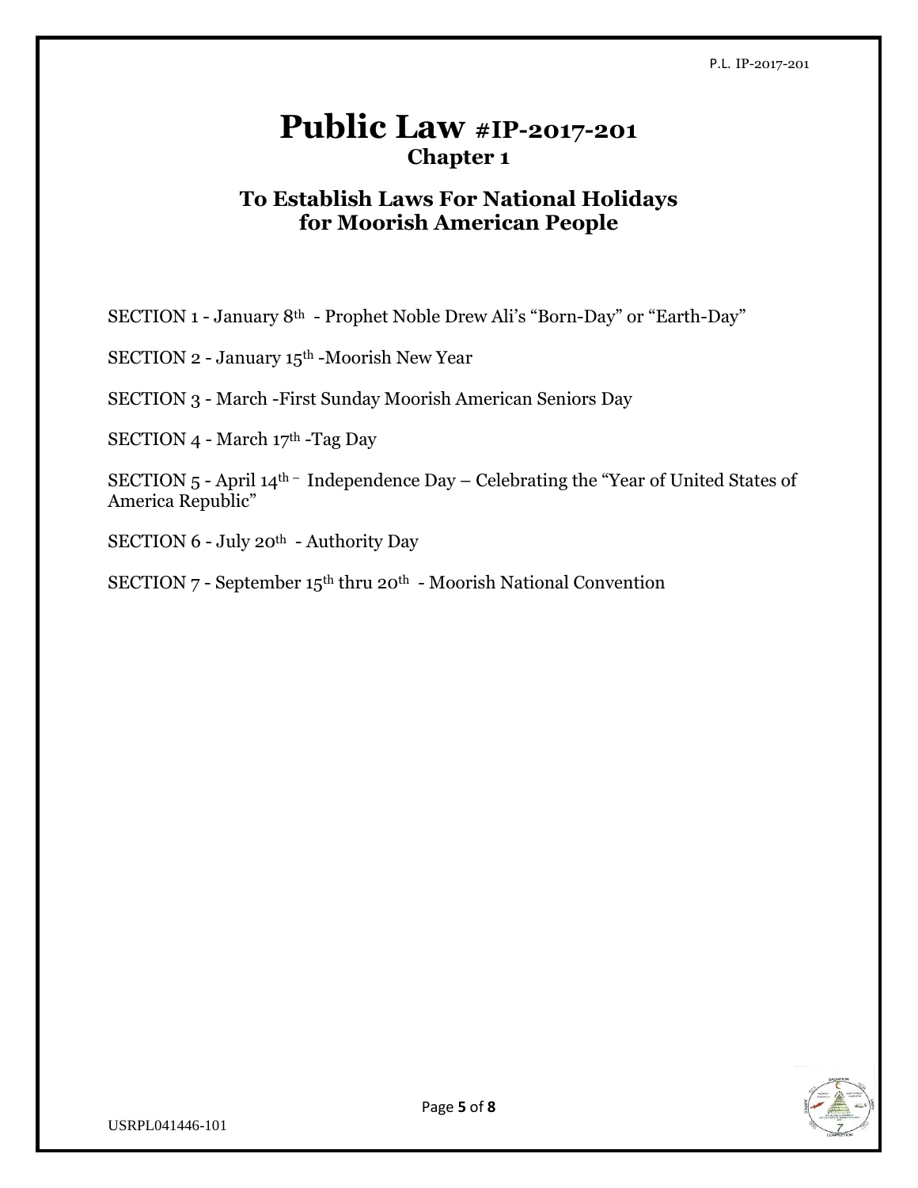# Public Law #IP-2017-201

## Chapter 1

### To Establish Laws For National Holidays for Moorish American People

SECTION 1 - January 8th - Prophet Noble Drew Ali's "Born-Day" or "Earth-Day"

SECTION 2 - January 15th -Moorish New Year

SECTION 3 - March -First Sunday Moorish American Seniors Day

SECTION 4 - March 17th -Tag Day

SECTION 5 - April 14th – Independence Day – Celebrating the "Year of United States of America Republic"

SECTION 6 - July 20th - Authority Day

SECTION 7 - September 15th thru 20th - Moorish National Convention

USRPL041446-101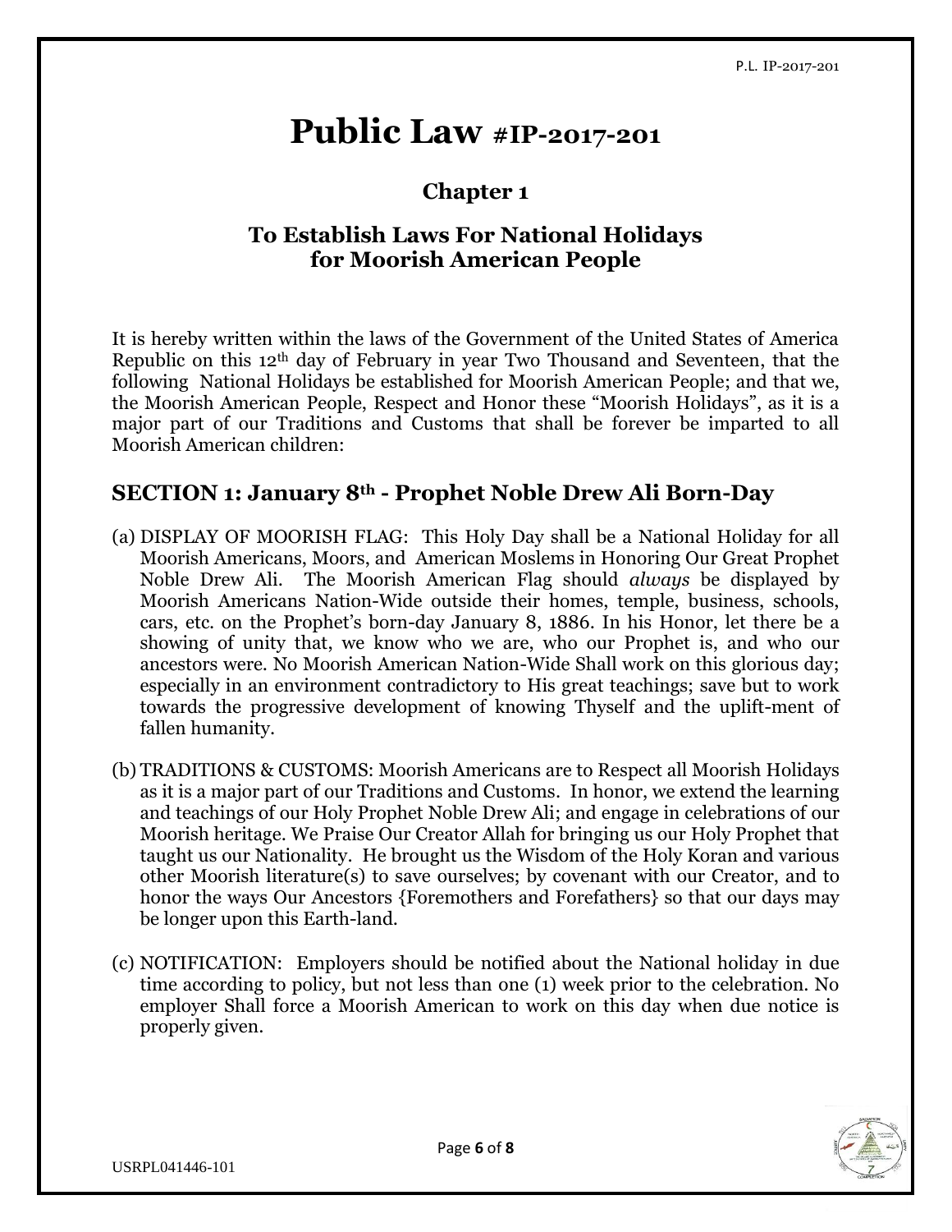# Public Law #IP-2017-201

## Chapter 1

## To Establish Laws For National Holidays for Moorish American People

It is hereby written within the laws of the Government of the United States of America Republic on this 12th day of February in year Two Thousand and Seventeen, that the following National Holidays be established for Moorish American People; and that we, the Moorish American People, Respect and Honor these "Moorish Holidays", as it is a major part of our Traditions and Customs that shall be forever be imparted to all Moorish American children:

### SECTION 1: January 8th - Prophet Noble Drew Ali Born-Day

(a) DISPLAY OF MOORISH FLAG: This Holy Day shall be a National Holiday for all Moorish Americans, Moors, and American Moslems in Honoring Our Great Prophet Noble Drew Ali. The Moorish American Flag should *always* be displayed by Moorish Americans Nation-Wide outside their homes, temple, business, schools, cars, etc. on the Prophet's born-day January 8, 1886. In his Honor, let there be a showing of unity that, we know who we are, who our Prophet is, and who our ancestors were. No Moorish American Nation-Wide Shall work on this glorious day; especially in an environment contradictory to His great teachings; save but to work towards the progressive development of knowing Thyself and the uplift-ment of fallen humanity.

(b) TRADITIONS & CUSTOMS: Moorish Americans are to Respect all Moorish Holidays as it is a major part of our Traditions and Customs. In honor, we extend the learning and teachings of our Holy Prophet Noble Drew Ali; and engage in celebrations of our Moorish heritage. We Praise Our Creator Allah for bringing us our Holy Prophet that taught us our Nationality. He brought us the Wisdom of the Holy Koran and various other Moorish literature(s) to save ourselves; by covenant with our Creator, and to honor the ways Our Ancestors {Foremothers and Forefathers} so that our days may be longer upon this Earth-land.

(c) NOTIFICATION: Employers should be notified about the National holiday in due time according to policy, but not less than one (1) week prior to the celebration. No employer Shall force a Moorish American to work on this day when due notice is properly given.

USRPL041446-101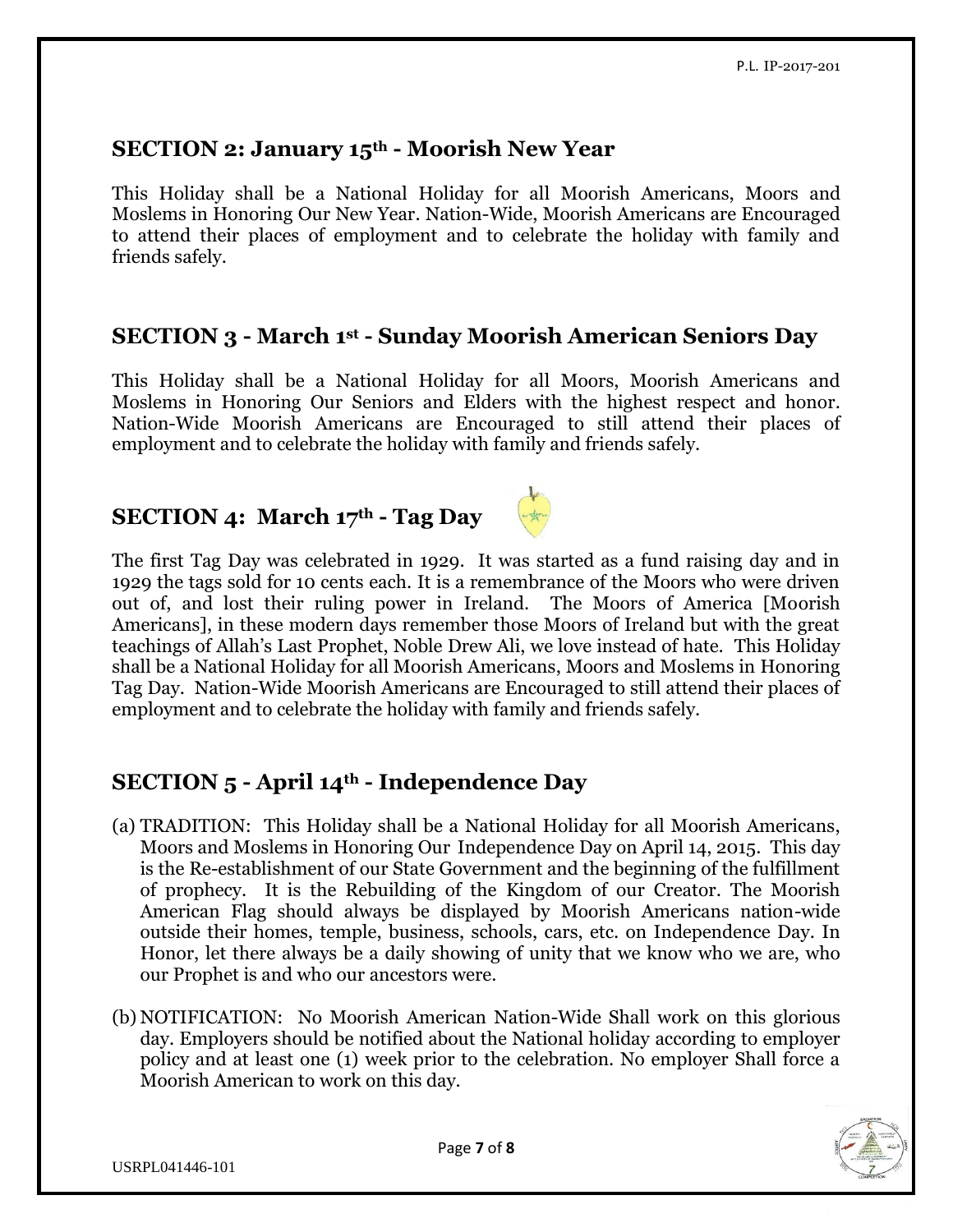## SECTION 2: January 15th - Moorish New Year

This Holiday shall be a National Holiday for all Moorish Americans, Moors and Moslems in Honoring Our New Year. Nation-Wide, Moorish Americans are Encouraged to attend their places of employment and to celebrate the holiday with family and friends safely.

## SECTION 3 - March 1st - Sunday Moorish American Seniors Day

This Holiday shall be a National Holiday for all Moors, Moorish Americans and Moslems in Honoring Our Seniors and Elders with the highest respect and honor. Nation-Wide Moorish Americans are Encouraged to still attend their places of employment and to celebrate the holiday with family and friends safely.

## SECTION 4: March 17th - Tag Day

The first Tag Day was celebrated in 1929. It was started as a fund raising day and in 1929 the tags sold for 10 cents each. It is a remembrance of the Moors who were driven out of, and lost their ruling power in Ireland. The Moors of America [Moorish Americans], in these modern days remember those Moors of Ireland but with the great teachings of Allah's Last Prophet, Noble Drew Ali, we love instead of hate. This Holiday shall be a National Holiday for all Moorish Americans, Moors and Moslems in Honoring Tag Day. Nation-Wide Moorish Americans are Encouraged to still attend their places of employment and to celebrate the holiday with family and friends safely.

## SECTION 5 - April 14th - Independence Day

(a) TRADITION: This Holiday shall be a National Holiday for all Moorish Americans, Moors and Moslems in Honoring Our Independence Day on April 14, 2015. This day is the Re-establishment of our State Government and the beginning of the fulfillment of prophecy. It is the Rebuilding of the Kingdom of our Creator. The Moorish American Flag should always be displayed by Moorish Americans nation-wide outside their homes, temple, business, schools, cars, etc. on Independence Day. In Honor, let there always be a daily showing of unity that we know who we are, who our Prophet is and who our ancestors were.

(b) NOTIFICATION: No Moorish American Nation-Wide Shall work on this glorious day. Employers should be notified about the National holiday according to employer policy and at least one (1) week prior to the celebration. No employer Shall force a Moorish American to work on this day.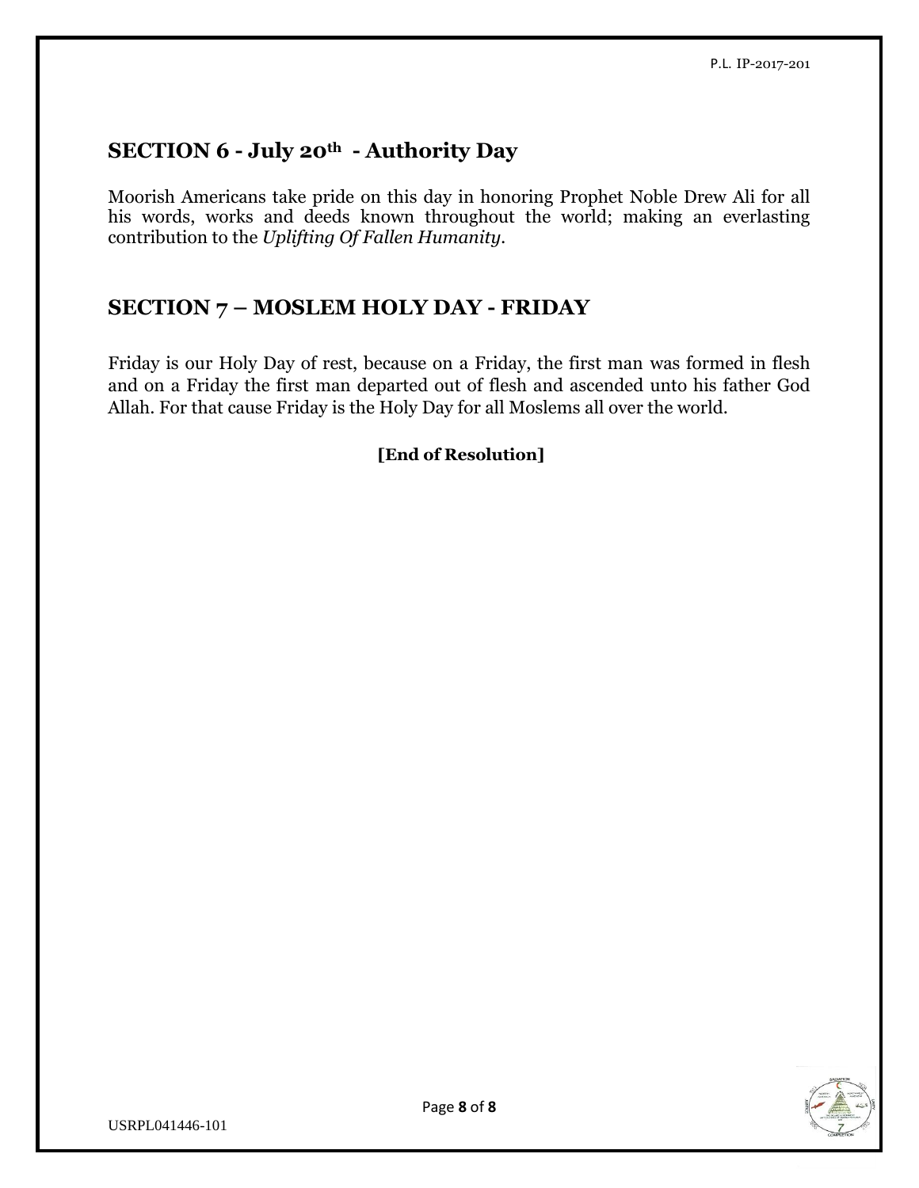## SECTION 6 - July 20th - Authority Day

Moorish Americans take pride on this day in honoring Prophet Noble Drew Ali for all his words, works and deeds known throughout the world; making an everlasting contribution to the *Uplifting Of Fallen Humanity*.

## SECTION 7 – MOSLEM HOLY DAY - FRIDAY

Friday is our Holy Day of rest, because on a Friday, the first man was formed in flesh and on a Friday the first man departed out of flesh and ascended unto his father God Allah. For that cause Friday is the Holy Day for all Moslems all over the world.

**[End of Resolution]**